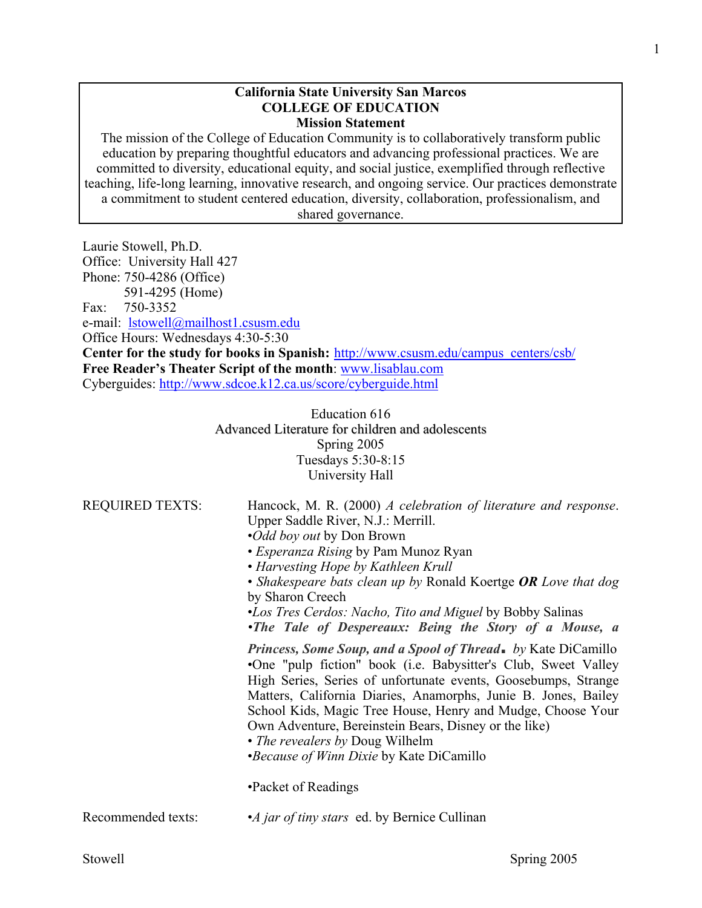**California State University San Marcos**
**COLLEGE OF EDUCATION**
**Mission Statement**

The mission of the College of Education Community is to collaboratively transform public education by preparing thoughtful educators and advancing professional practices. We are committed to diversity, educational equity, and social justice, exemplified through reflective teaching, life-long learning, innovative research, and ongoing service. Our practices demonstrate a commitment to student centered education, diversity, collaboration, professionalism, and shared governance.

Laurie Stowell, Ph.D.
Office: University Hall 427
Phone: 750-4286 (Office)
591-4295 (Home)
Fax: 750-3352
e-mail: lstowell@mailhost1.csusm.edu
Office Hours: Wednesdays 4:30-5:30
**Center for the study for books in Spanish:** http://www.csusm.edu/campus_centers/csb/
**Free Reader's Theater Script of the month**: www.lisablau.com
Cyberguides: http://www.sdcoe.k12.ca.us/score/cyberguide.html

Education 616
Advanced Literature for children and adolescents
Spring 2005
Tuesdays 5:30-8:15
University Hall

REQUIRED TEXTS:

Hancock, M. R. (2000) *A celebration of literature and response*. Upper Saddle River, N.J.: Merrill.

- *Odd boy out* by Don Brown
- *Esperanza Rising* by Pam Munoz Ryan
- *Harvesting Hope by Kathleen Krull*
- *Shakespeare bats clean up by* Ronald Koertge ***OR*** *Love that dog* by Sharon Creech
- *Los Tres Cerdos: Nacho, Tito and Miguel* by Bobby Salinas
- ***The Tale of Despereaux: Being the Story of a Mouse, a Princess, Some Soup, and a Spool of Thread*****.** *by* Kate DiCamillo
- One "pulp fiction" book (i.e. Babysitter's Club, Sweet Valley High Series, Series of unfortunate events, Goosebumps, Strange Matters, California Diaries, Anamorphs, Junie B. Jones, Bailey School Kids, Magic Tree House, Henry and Mudge, Choose Your Own Adventure, Bereinstein Bears, Disney or the like)
- *The revealers by* Doug Wilhelm
- *Because of Winn Dixie* by Kate DiCamillo

- Packet of Readings

Recommended texts:

- *A jar of tiny stars* ed. by Bernice Cullinan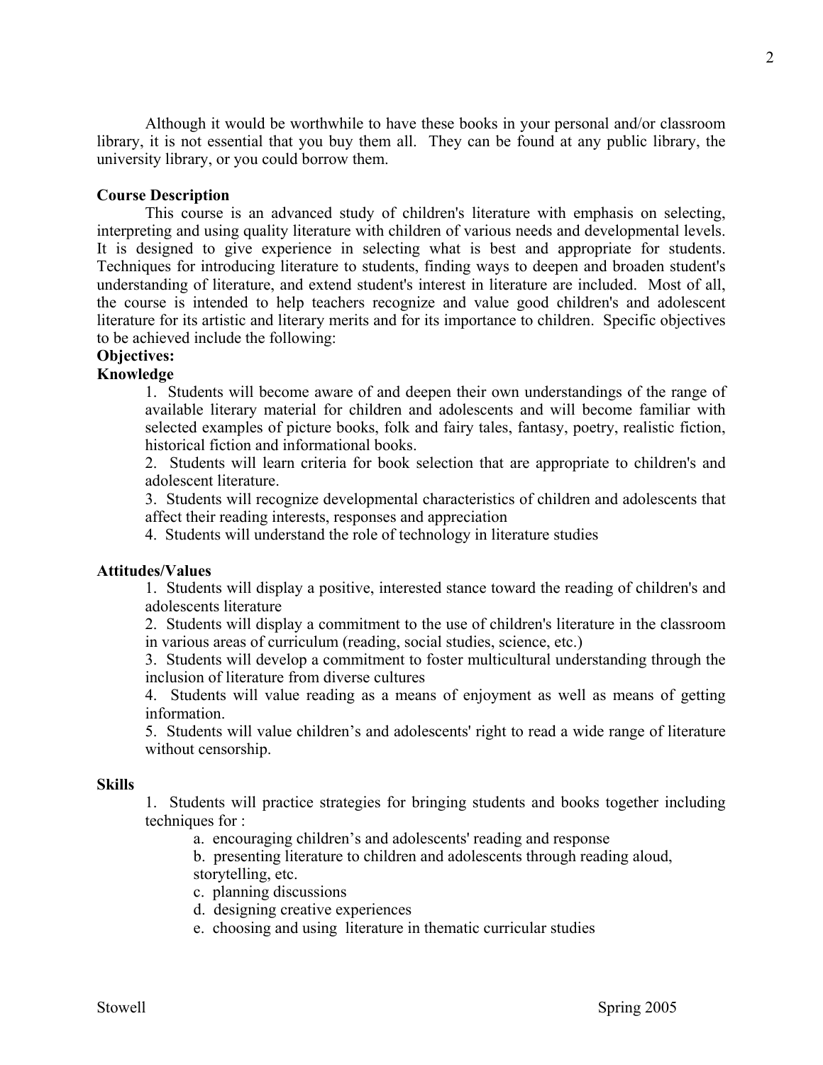Although it would be worthwhile to have these books in your personal and/or classroom library, it is not essential that you buy them all. They can be found at any public library, the university library, or you could borrow them.

**Course Description**

This course is an advanced study of children's literature with emphasis on selecting, interpreting and using quality literature with children of various needs and developmental levels. It is designed to give experience in selecting what is best and appropriate for students. Techniques for introducing literature to students, finding ways to deepen and broaden student's understanding of literature, and extend student's interest in literature are included. Most of all, the course is intended to help teachers recognize and value good children's and adolescent literature for its artistic and literary merits and for its importance to children. Specific objectives to be achieved include the following:

**Objectives:**

**Knowledge**

1. Students will become aware of and deepen their own understandings of the range of available literary material for children and adolescents and will become familiar with selected examples of picture books, folk and fairy tales, fantasy, poetry, realistic fiction, historical fiction and informational books.
2. Students will learn criteria for book selection that are appropriate to children's and adolescent literature.
3. Students will recognize developmental characteristics of children and adolescents that affect their reading interests, responses and appreciation
4. Students will understand the role of technology in literature studies

**Attitudes/Values**

1. Students will display a positive, interested stance toward the reading of children's and adolescents literature
2. Students will display a commitment to the use of children's literature in the classroom in various areas of curriculum (reading, social studies, science, etc.)
3. Students will develop a commitment to foster multicultural understanding through the inclusion of literature from diverse cultures
4. Students will value reading as a means of enjoyment as well as means of getting information.
5. Students will value children's and adolescents' right to read a wide range of literature without censorship.

**Skills**

1. Students will practice strategies for bringing students and books together including techniques for :
   a. encouraging children's and adolescents' reading and response
   b. presenting literature to children and adolescents through reading aloud, storytelling, etc.
   c. planning discussions
   d. designing creative experiences
   e. choosing and using literature in thematic curricular studies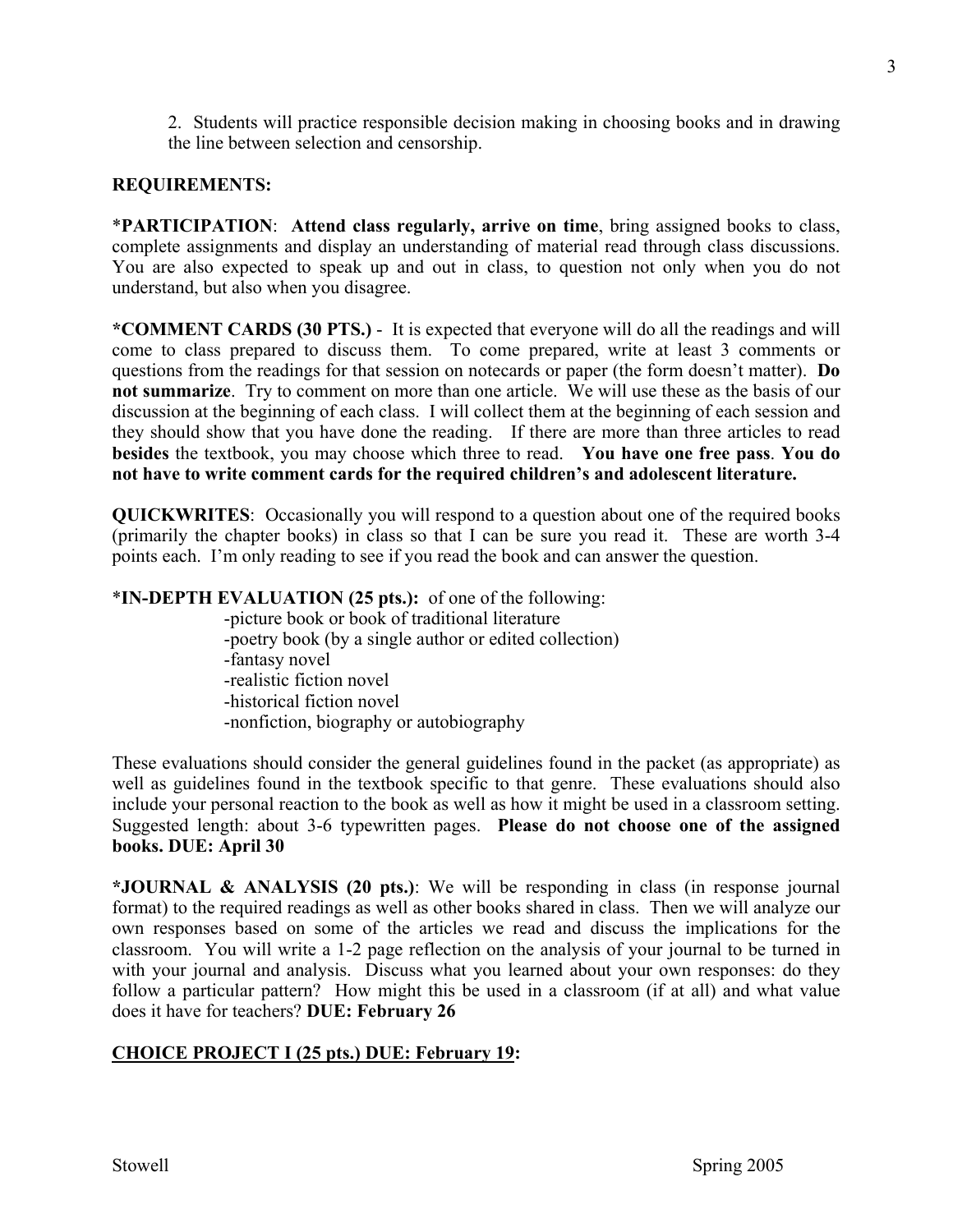2. Students will practice responsible decision making in choosing books and in drawing the line between selection and censorship.

**REQUIREMENTS:**

***PARTICIPATION**: **Attend class regularly, arrive on time**, bring assigned books to class, complete assignments and display an understanding of material read through class discussions. You are also expected to speak up and out in class, to question not only when you do not understand, but also when you disagree.

***COMMENT CARDS (30 PTS.)** - It is expected that everyone will do all the readings and will come to class prepared to discuss them. To come prepared, write at least 3 comments or questions from the readings for that session on notecards or paper (the form doesn't matter). **Do not summarize**. Try to comment on more than one article. We will use these as the basis of our discussion at the beginning of each class. I will collect them at the beginning of each session and they should show that you have done the reading. If there are more than three articles to read **besides** the textbook, you may choose which three to read. **You have one free pass**. **You do not have to write comment cards for the required children's and adolescent literature.**

**QUICKWRITES**: Occasionally you will respond to a question about one of the required books (primarily the chapter books) in class so that I can be sure you read it. These are worth 3-4 points each. I'm only reading to see if you read the book and can answer the question.

***IN-DEPTH EVALUATION (25 pts.):** of one of the following:

- picture book or book of traditional literature
- poetry book (by a single author or edited collection)
- fantasy novel
- realistic fiction novel
- historical fiction novel
- nonfiction, biography or autobiography

These evaluations should consider the general guidelines found in the packet (as appropriate) as well as guidelines found in the textbook specific to that genre. These evaluations should also include your personal reaction to the book as well as how it might be used in a classroom setting. Suggested length: about 3-6 typewritten pages. **Please do not choose one of the assigned books. DUE: April 30**

***JOURNAL & ANALYSIS (20 pts.)**: We will be responding in class (in response journal format) to the required readings as well as other books shared in class. Then we will analyze our own responses based on some of the articles we read and discuss the implications for the classroom. You will write a 1-2 page reflection on the analysis of your journal to be turned in with your journal and analysis. Discuss what you learned about your own responses: do they follow a particular pattern? How might this be used in a classroom (if at all) and what value does it have for teachers? **DUE: February 26**

**CHOICE PROJECT I (25 pts.) DUE: February 19:**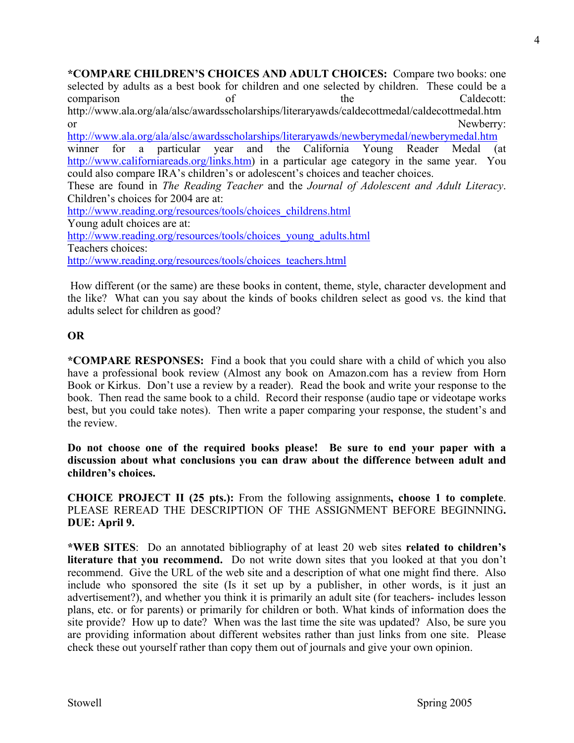**\*COMPARE CHILDREN'S CHOICES AND ADULT CHOICES:** Compare two books: one selected by adults as a best book for children and one selected by children. These could be a comparison of the Caldecott: http://www.ala.org/ala/alsc/awardsscholarships/literaryawds/caldecottmedal/caldecottmedal.htm or Newberry: http://www.ala.org/ala/alsc/awardsscholarships/literaryawds/newberymedal/newberymedal.htm winner for a particular year and the California Young Reader Medal (at http://www.californiareads.org/links.htm) in a particular age category in the same year. You could also compare IRA's children's or adolescent's choices and teacher choices.
These are found in *The Reading Teacher* and the *Journal of Adolescent and Adult Literacy*.
Children's choices for 2004 are at:
http://www.reading.org/resources/tools/choices_childrens.html
Young adult choices are at:
http://www.reading.org/resources/tools/choices_young_adults.html
Teachers choices:
http://www.reading.org/resources/tools/choices_teachers.html

How different (or the same) are these books in content, theme, style, character development and the like? What can you say about the kinds of books children select as good vs. the kind that adults select for children as good?

**OR**

**\*COMPARE RESPONSES:** Find a book that you could share with a child of which you also have a professional book review (Almost any book on Amazon.com has a review from Horn Book or Kirkus. Don't use a review by a reader). Read the book and write your response to the book. Then read the same book to a child. Record their response (audio tape or videotape works best, but you could take notes). Then write a paper comparing your response, the student's and the review.

**Do not choose one of the required books please! Be sure to end your paper with a discussion about what conclusions you can draw about the difference between adult and children's choices.**

**CHOICE PROJECT II (25 pts.):** From the following assignments**, choose 1 to complete**. PLEASE REREAD THE DESCRIPTION OF THE ASSIGNMENT BEFORE BEGINNING**. DUE: April 9.**

**\*WEB SITES**: Do an annotated bibliography of at least 20 web sites **related to children's literature that you recommend.** Do not write down sites that you looked at that you don't recommend. Give the URL of the web site and a description of what one might find there. Also include who sponsored the site (Is it set up by a publisher, in other words, is it just an advertisement?), and whether you think it is primarily an adult site (for teachers- includes lesson plans, etc. or for parents) or primarily for children or both. What kinds of information does the site provide? How up to date? When was the last time the site was updated? Also, be sure you are providing information about different websites rather than just links from one site. Please check these out yourself rather than copy them out of journals and give your own opinion.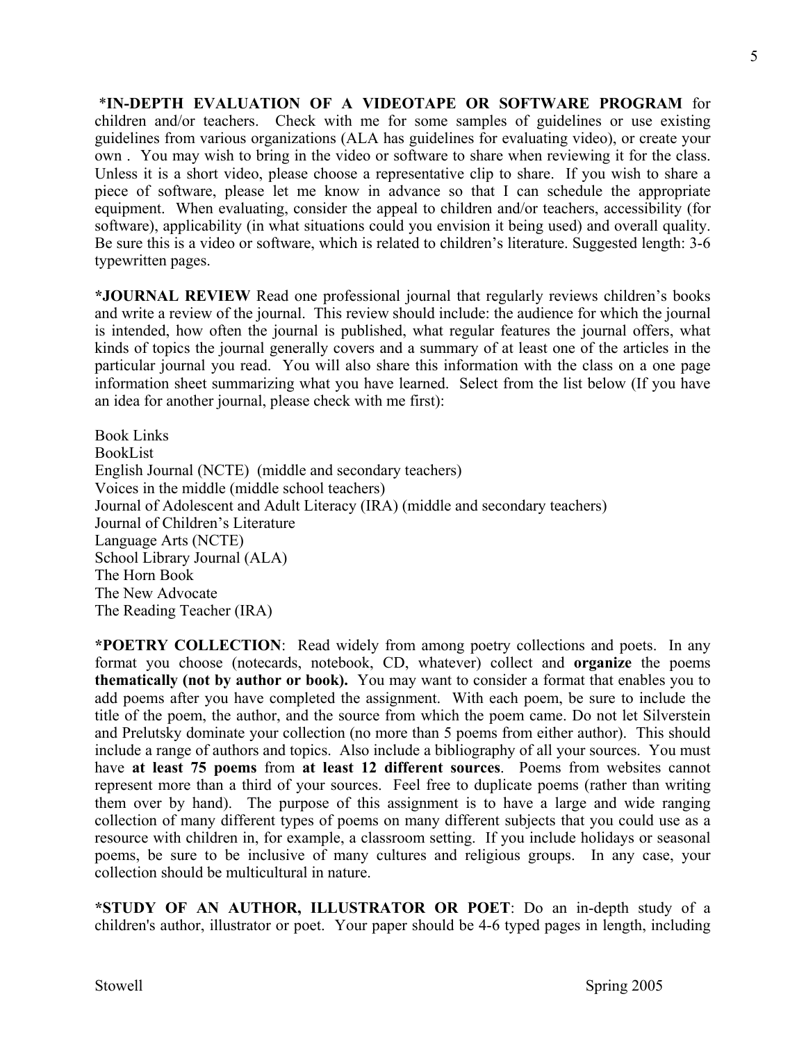***IN-DEPTH EVALUATION OF A VIDEOTAPE OR SOFTWARE PROGRAM** for children and/or teachers. Check with me for some samples of guidelines or use existing guidelines from various organizations (ALA has guidelines for evaluating video), or create your own . You may wish to bring in the video or software to share when reviewing it for the class. Unless it is a short video, please choose a representative clip to share. If you wish to share a piece of software, please let me know in advance so that I can schedule the appropriate equipment. When evaluating, consider the appeal to children and/or teachers, accessibility (for software), applicability (in what situations could you envision it being used) and overall quality. Be sure this is a video or software, which is related to children's literature. Suggested length: 3-6 typewritten pages.

***JOURNAL REVIEW** Read one professional journal that regularly reviews children's books and write a review of the journal. This review should include: the audience for which the journal is intended, how often the journal is published, what regular features the journal offers, what kinds of topics the journal generally covers and a summary of at least one of the articles in the particular journal you read. You will also share this information with the class on a one page information sheet summarizing what you have learned. Select from the list below (If you have an idea for another journal, please check with me first):

Book Links
BookList
English Journal (NCTE) (middle and secondary teachers)
Voices in the middle (middle school teachers)
Journal of Adolescent and Adult Literacy (IRA) (middle and secondary teachers)
Journal of Children's Literature
Language Arts (NCTE)
School Library Journal (ALA)
The Horn Book
The New Advocate
The Reading Teacher (IRA)

***POETRY COLLECTION**: Read widely from among poetry collections and poets. In any format you choose (notecards, notebook, CD, whatever) collect and **organize** the poems **thematically (not by author or book).** You may want to consider a format that enables you to add poems after you have completed the assignment. With each poem, be sure to include the title of the poem, the author, and the source from which the poem came. Do not let Silverstein and Prelutsky dominate your collection (no more than 5 poems from either author). This should include a range of authors and topics. Also include a bibliography of all your sources. You must have **at least 75 poems** from **at least 12 different sources**. Poems from websites cannot represent more than a third of your sources. Feel free to duplicate poems (rather than writing them over by hand). The purpose of this assignment is to have a large and wide ranging collection of many different types of poems on many different subjects that you could use as a resource with children in, for example, a classroom setting. If you include holidays or seasonal poems, be sure to be inclusive of many cultures and religious groups. In any case, your collection should be multicultural in nature.

***STUDY OF AN AUTHOR, ILLUSTRATOR OR POET**: Do an in-depth study of a children's author, illustrator or poet. Your paper should be 4-6 typed pages in length, including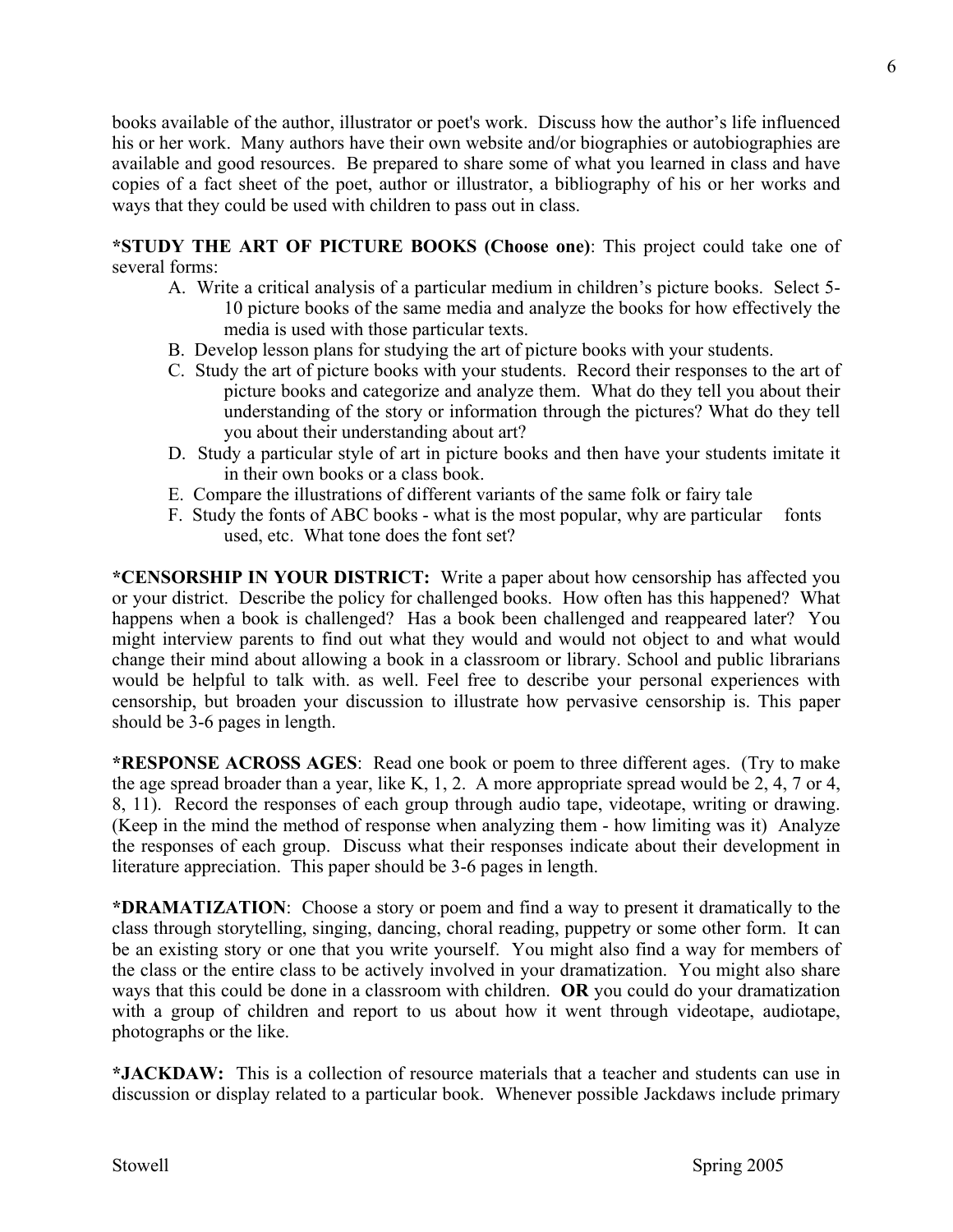books available of the author, illustrator or poet's work. Discuss how the author's life influenced his or her work. Many authors have their own website and/or biographies or autobiographies are available and good resources. Be prepared to share some of what you learned in class and have copies of a fact sheet of the poet, author or illustrator, a bibliography of his or her works and ways that they could be used with children to pass out in class.

**\*STUDY THE ART OF PICTURE BOOKS (Choose one)**: This project could take one of several forms:

A. Write a critical analysis of a particular medium in children's picture books. Select 5-10 picture books of the same media and analyze the books for how effectively the media is used with those particular texts.
B. Develop lesson plans for studying the art of picture books with your students.
C. Study the art of picture books with your students. Record their responses to the art of picture books and categorize and analyze them. What do they tell you about their understanding of the story or information through the pictures? What do they tell you about their understanding about art?
D. Study a particular style of art in picture books and then have your students imitate it in their own books or a class book.
E. Compare the illustrations of different variants of the same folk or fairy tale
F. Study the fonts of ABC books - what is the most popular, why are particular fonts used, etc. What tone does the font set?

**\*CENSORSHIP IN YOUR DISTRICT:** Write a paper about how censorship has affected you or your district. Describe the policy for challenged books. How often has this happened? What happens when a book is challenged? Has a book been challenged and reappeared later? You might interview parents to find out what they would and would not object to and what would change their mind about allowing a book in a classroom or library. School and public librarians would be helpful to talk with. as well. Feel free to describe your personal experiences with censorship, but broaden your discussion to illustrate how pervasive censorship is. This paper should be 3-6 pages in length.

**\*RESPONSE ACROSS AGES**: Read one book or poem to three different ages. (Try to make the age spread broader than a year, like K, 1, 2. A more appropriate spread would be 2, 4, 7 or 4, 8, 11). Record the responses of each group through audio tape, videotape, writing or drawing. (Keep in the mind the method of response when analyzing them - how limiting was it) Analyze the responses of each group. Discuss what their responses indicate about their development in literature appreciation. This paper should be 3-6 pages in length.

**\*DRAMATIZATION**: Choose a story or poem and find a way to present it dramatically to the class through storytelling, singing, dancing, choral reading, puppetry or some other form. It can be an existing story or one that you write yourself. You might also find a way for members of the class or the entire class to be actively involved in your dramatization. You might also share ways that this could be done in a classroom with children. **OR** you could do your dramatization with a group of children and report to us about how it went through videotape, audiotape, photographs or the like.

**\*JACKDAW:** This is a collection of resource materials that a teacher and students can use in discussion or display related to a particular book. Whenever possible Jackdaws include primary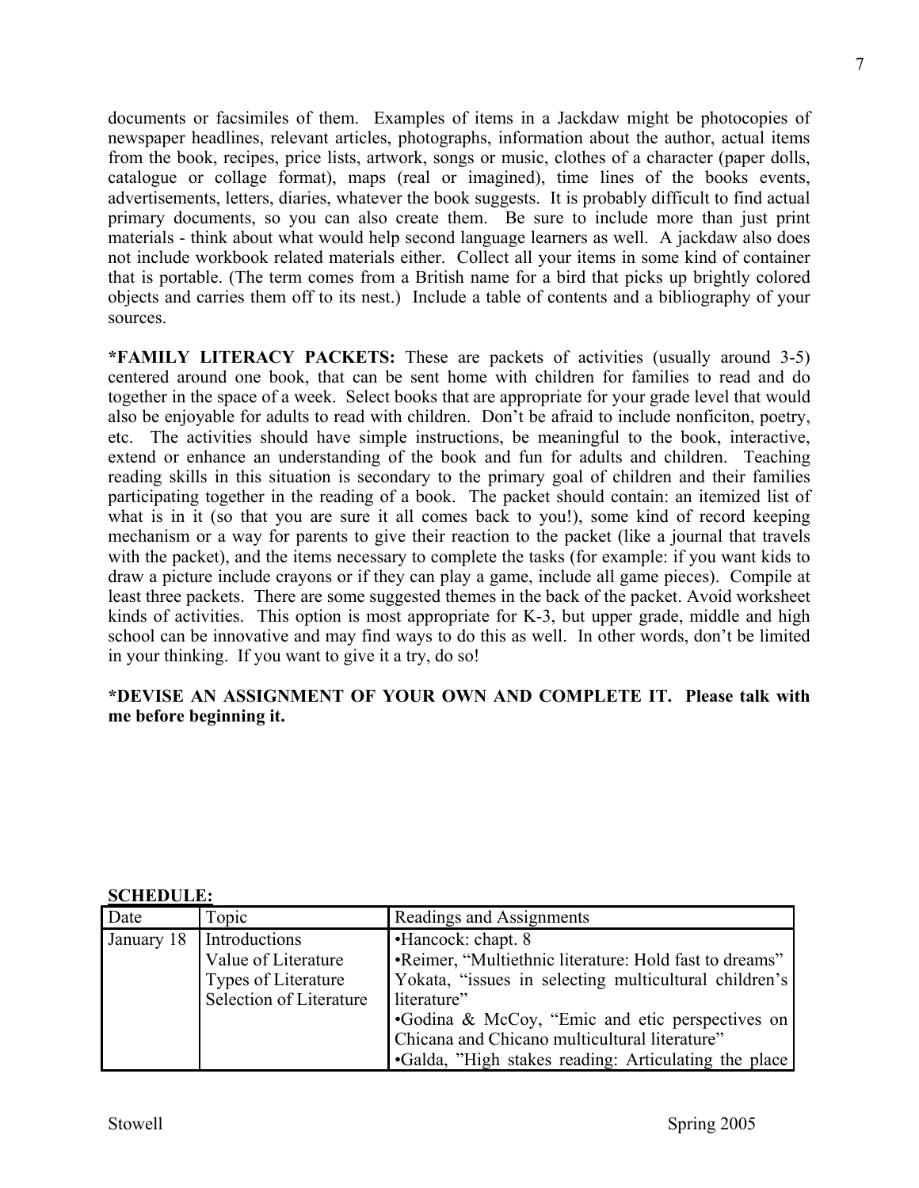documents or facsimiles of them. Examples of items in a Jackdaw might be photocopies of newspaper headlines, relevant articles, photographs, information about the author, actual items from the book, recipes, price lists, artwork, songs or music, clothes of a character (paper dolls, catalogue or collage format), maps (real or imagined), time lines of the books events, advertisements, letters, diaries, whatever the book suggests. It is probably difficult to find actual primary documents, so you can also create them. Be sure to include more than just print materials - think about what would help second language learners as well. A jackdaw also does not include workbook related materials either. Collect all your items in some kind of container that is portable. (The term comes from a British name for a bird that picks up brightly colored objects and carries them off to its nest.) Include a table of contents and a bibliography of your sources.

**\*FAMILY LITERACY PACKETS:** These are packets of activities (usually around 3-5) centered around one book, that can be sent home with children for families to read and do together in the space of a week. Select books that are appropriate for your grade level that would also be enjoyable for adults to read with children. Don't be afraid to include nonficiton, poetry, etc. The activities should have simple instructions, be meaningful to the book, interactive, extend or enhance an understanding of the book and fun for adults and children. Teaching reading skills in this situation is secondary to the primary goal of children and their families participating together in the reading of a book. The packet should contain: an itemized list of what is in it (so that you are sure it all comes back to you!), some kind of record keeping mechanism or a way for parents to give their reaction to the packet (like a journal that travels with the packet), and the items necessary to complete the tasks (for example: if you want kids to draw a picture include crayons or if they can play a game, include all game pieces). Compile at least three packets. There are some suggested themes in the back of the packet. Avoid worksheet kinds of activities. This option is most appropriate for K-3, but upper grade, middle and high school can be innovative and may find ways to do this as well. In other words, don't be limited in your thinking. If you want to give it a try, do so!

**\*DEVISE AN ASSIGNMENT OF YOUR OWN AND COMPLETE IT. Please talk with me before beginning it.**

**SCHEDULE:**

| Date | Topic | Readings and Assignments |
|---|---|---|
| January 18 | Introductions<br>Value of Literature<br>Types of Literature<br>Selection of Literature | •Hancock: chapt. 8<br>•Reimer, "Multiethnic literature: Hold fast to dreams"<br>Yokata, "issues in selecting multicultural children's literature"<br>•Godina & McCoy, "Emic and etic perspectives on Chicana and Chicano multicultural literature"<br>•Galda, "High stakes reading: Articulating the place |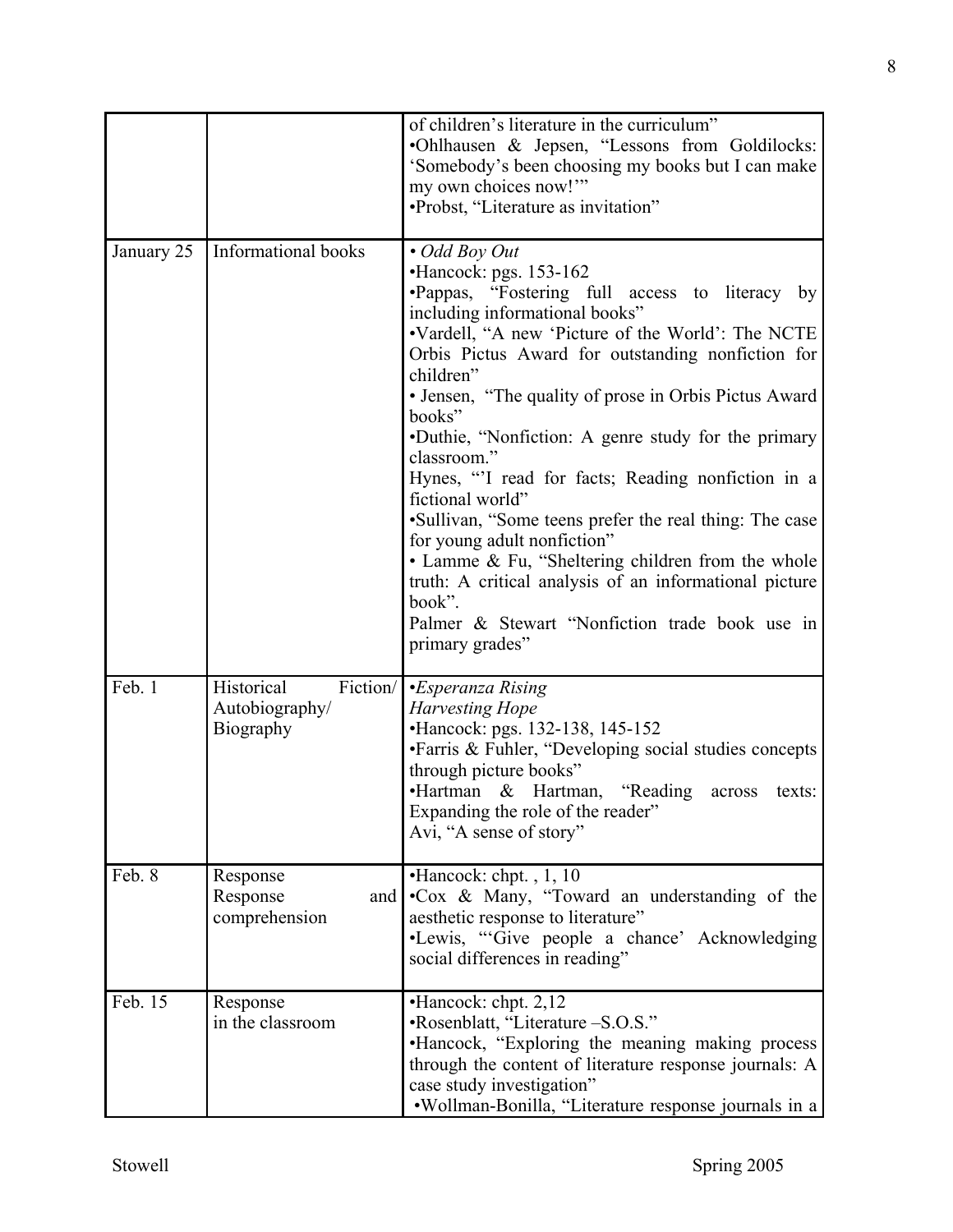| | | |
|---|---|---|
| | | of children's literature in the curriculum"<br>•Ohlhausen & Jepsen, "Lessons from Goldilocks: 'Somebody's been choosing my books but I can make my own choices now!'"<br>•Probst, "Literature as invitation" |
| January 25 | Informational books | • *Odd Boy Out*<br>•Hancock: pgs. 153-162<br>•Pappas, "Fostering full access to literacy by including informational books"<br>•Vardell, "A new 'Picture of the World': The NCTE Orbis Pictus Award for outstanding nonfiction for children"<br>• Jensen, "The quality of prose in Orbis Pictus Award books"<br>•Duthie, "Nonfiction: A genre study for the primary classroom."<br>Hynes, "'I read for facts; Reading nonfiction in a fictional world"<br>•Sullivan, "Some teens prefer the real thing: The case for young adult nonfiction"<br>• Lamme & Fu, "Sheltering children from the whole truth: A critical analysis of an informational picture book".<br>Palmer & Stewart "Nonfiction trade book use in primary grades" |
| Feb. 1 | Historical Fiction/ Autobiography/ Biography | •*Esperanza Rising*<br>*Harvesting Hope*<br>•Hancock: pgs. 132-138, 145-152<br>•Farris & Fuhler, "Developing social studies concepts through picture books"<br>•Hartman & Hartman, "Reading across texts: Expanding the role of the reader"<br>Avi, "A sense of story" |
| Feb. 8 | Response<br>Response and comprehension | •Hancock: chpt. , 1, 10<br>•Cox & Many, "Toward an understanding of the aesthetic response to literature"<br>•Lewis, "'Give people a chance' Acknowledging social differences in reading" |
| Feb. 15 | Response<br>in the classroom | •Hancock: chpt. 2,12<br>•Rosenblatt, "Literature –S.O.S."<br>•Hancock, "Exploring the meaning making process through the content of literature response journals: A case study investigation"<br>•Wollman-Bonilla, "Literature response journals in a |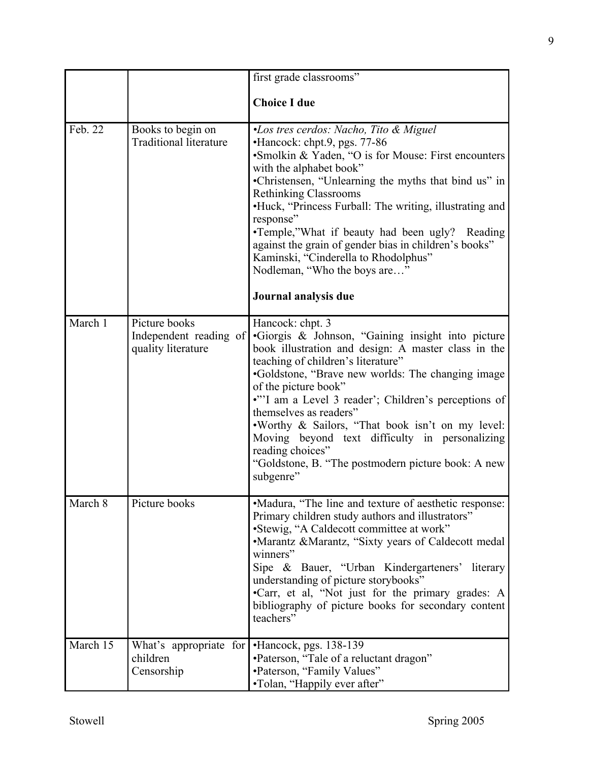|  |  | first grade classrooms”<br><br>**Choice I due** |
|---|---|---|
| Feb. 22 | Books to begin on Traditional literature | •*Los tres cerdos: Nacho, Tito & Miguel*<br>•Hancock: chpt.9, pgs. 77-86<br>•Smolkin & Yaden, “O is for Mouse: First encounters with the alphabet book”<br>•Christensen, “Unlearning the myths that bind us” in Rethinking Classrooms<br>•Huck, “Princess Furball: The writing, illustrating and response”<br>•Temple,”What if beauty had been ugly? Reading against the grain of gender bias in children’s books”<br>Kaminski, “Cinderella to Rhodolphus”<br>Nodleman, “Who the boys are…”<br><br>**Journal analysis due** |
| March 1 | Picture books<br>Independent reading of quality literature | Hancock: chpt. 3<br>•Giorgis & Johnson, “Gaining insight into picture book illustration and design: A master class in the teaching of children’s literature”<br>•Goldstone, “Brave new worlds: The changing image of the picture book”<br>•”’I am a Level 3 reader’; Children’s perceptions of themselves as readers”<br>•Worthy & Sailors, “That book isn’t on my level: Moving beyond text difficulty in personalizing reading choices”<br>“Goldstone, B. “The postmodern picture book: A new subgenre” |
| March 8 | Picture books | •Madura, “The line and texture of aesthetic response: Primary children study authors and illustrators”<br>•Stewig, “A Caldecott committee at work”<br>•Marantz &Marantz, “Sixty years of Caldecott medal winners”<br>Sipe & Bauer, “Urban Kindergarteners’ literary understanding of picture storybooks”<br>•Carr, et al, “Not just for the primary grades: A bibliography of picture books for secondary content teachers” |
| March 15 | What’s appropriate for children<br>Censorship | •Hancock, pgs. 138-139<br>•Paterson, “Tale of a reluctant dragon”<br>•Paterson, “Family Values”<br>•Tolan, “Happily ever after” |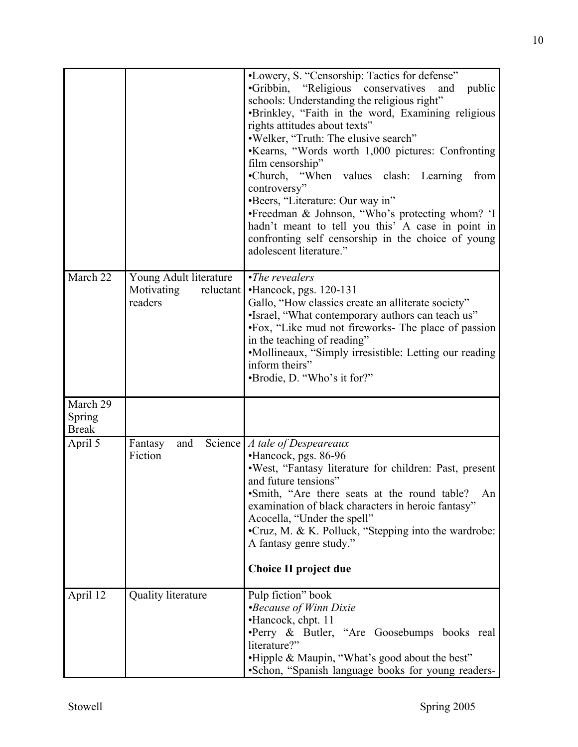| | | |
|---|---|---|
| | | •Lowery, S. "Censorship: Tactics for defense"<br>•Gribbin, "Religious conservatives and public schools: Understanding the religious right"<br>•Brinkley, "Faith in the word, Examining religious rights attitudes about texts"<br>•Welker, "Truth: The elusive search"<br>•Kearns, "Words worth 1,000 pictures: Confronting film censorship"<br>•Church, "When values clash: Learning from controversy"<br>•Beers, "Literature: Our way in"<br>•Freedman & Johnson, "Who's protecting whom? 'I hadn't meant to tell you this' A case in point in confronting self censorship in the choice of young adolescent literature." |
| March 22 | Young Adult literature<br>Motivating reluctant readers | •*The revealers*<br>•Hancock, pgs. 120-131<br>Gallo, "How classics create an alliterate society"<br>•Israel, "What contemporary authors can teach us"<br>•Fox, "Like mud not fireworks- The place of passion in the teaching of reading"<br>•Mollineaux, "Simply irresistible: Letting our reading inform theirs"<br>•Brodie, D. "Who's it for?" |
| March 29<br>Spring Break | | |
| April 5 | Fantasy and Science Fiction | *A tale of Despeareaux*<br>•Hancock, pgs. 86-96<br>•West, "Fantasy literature for children: Past, present and future tensions"<br>•Smith, "Are there seats at the round table? An examination of black characters in heroic fantasy"<br>Acocella, "Under the spell"<br>•Cruz, M. & K. Polluck, "Stepping into the wardrobe: A fantasy genre study."<br><br>**Choice II project due** |
| April 12 | Quality literature | Pulp fiction" book<br>•*Because of Winn Dixie*<br>•Hancock, chpt. 11<br>•Perry & Butler, "Are Goosebumps books real literature?"<br>•Hipple & Maupin, "What's good about the best"<br>•Schon, "Spanish language books for young readers- |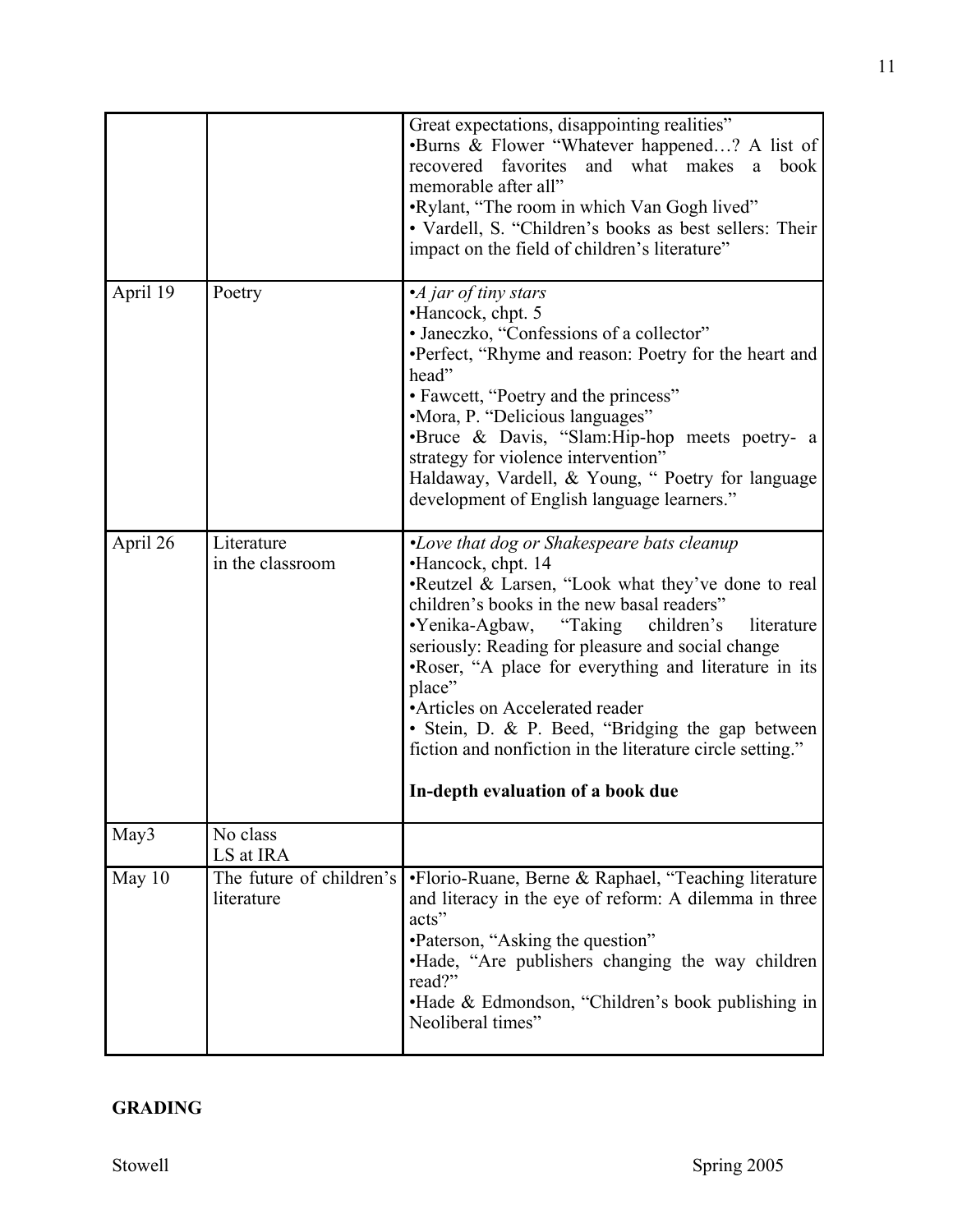| | | |
|---|---|---|
| | | Great expectations, disappointing realities"<br>•Burns & Flower "Whatever happened…? A list of recovered favorites and what makes a book memorable after all"<br>•Rylant, "The room in which Van Gogh lived"<br>• Vardell, S. "Children's books as best sellers: Their impact on the field of children's literature" |
| April 19 | Poetry | •*A jar of tiny stars*<br>•Hancock, chpt. 5<br>• Janeczko, "Confessions of a collector"<br>•Perfect, "Rhyme and reason: Poetry for the heart and head"<br>• Fawcett, "Poetry and the princess"<br>•Mora, P. "Delicious languages"<br>•Bruce & Davis, "Slam:Hip-hop meets poetry- a strategy for violence intervention"<br>Haldaway, Vardell, & Young, " Poetry for language development of English language learners." |
| April 26 | Literature in the classroom | •*Love that dog or Shakespeare bats cleanup*<br>•Hancock, chpt. 14<br>•Reutzel & Larsen, "Look what they've done to real children's books in the new basal readers"<br>•Yenika-Agbaw, "Taking children's literature seriously: Reading for pleasure and social change<br>•Roser, "A place for everything and literature in its place"<br>•Articles on Accelerated reader<br>• Stein, D. & P. Beed, "Bridging the gap between fiction and nonfiction in the literature circle setting."<br><br>**In-depth evaluation of a book due** |
| May3 | No class<br>LS at IRA | |
| May 10 | The future of children's literature | •Florio-Ruane, Berne & Raphael, "Teaching literature and literacy in the eye of reform: A dilemma in three acts"<br>•Paterson, "Asking the question"<br>•Hade, "Are publishers changing the way children read?"<br>•Hade & Edmondson, "Children's book publishing in Neoliberal times" |

**GRADING**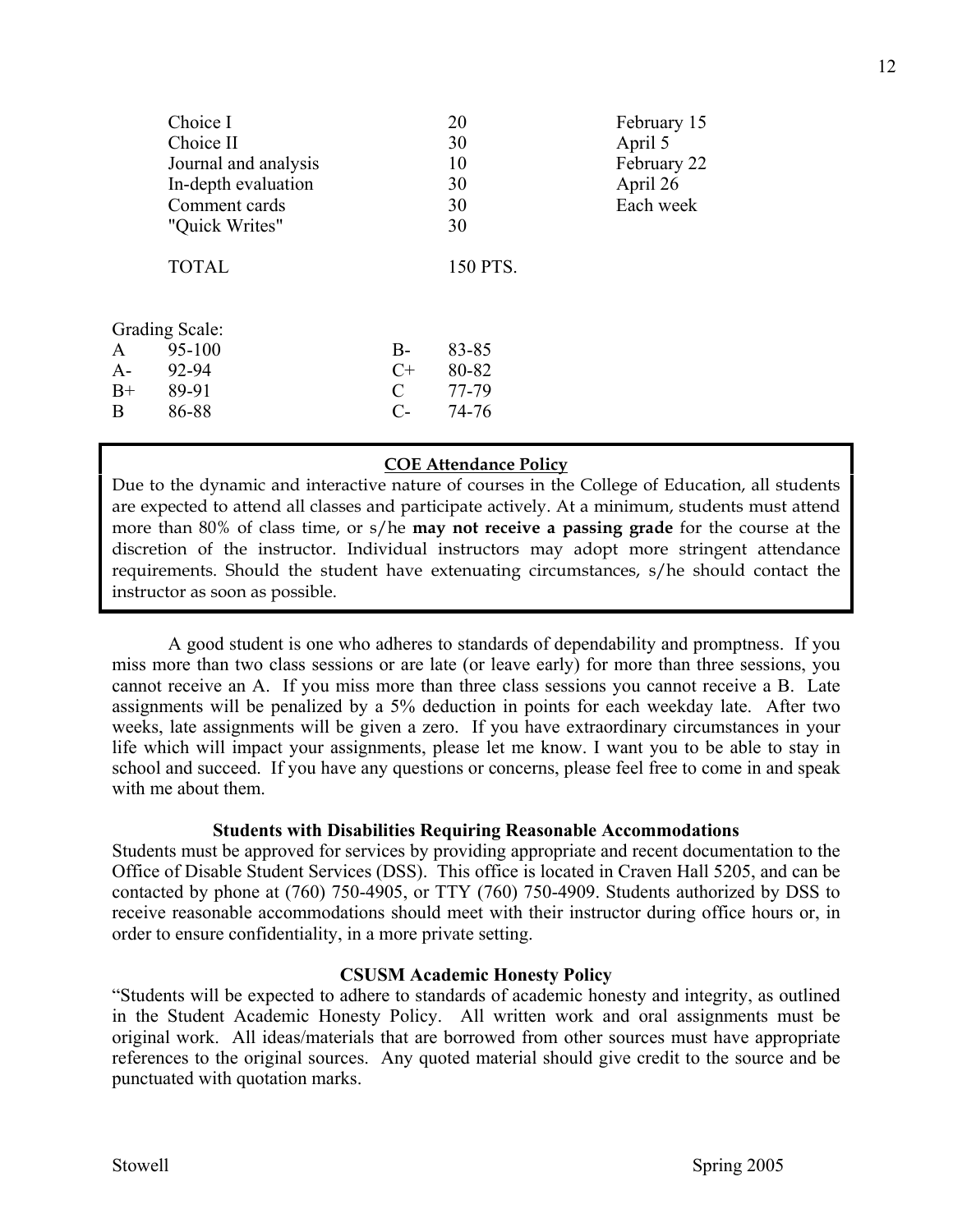| | | |
|---|---|---|
| Choice I | 20 | February 15 |
| Choice II | 30 | April 5 |
| Journal and analysis | 10 | February 22 |
| In-depth evaluation | 30 | April 26 |
| Comment cards | 30 | Each week |
| "Quick Writes" | 30 | |
| TOTAL | 150 PTS. | |

Grading Scale:

| | | | |
|---|---|---|---|
| A | 95-100 | B- | 83-85 |
| A- | 92-94 | C+ | 80-82 |
| B+ | 89-91 | C | 77-79 |
| B | 86-88 | C- | 74-76 |

**COE Attendance Policy**

Due to the dynamic and interactive nature of courses in the College of Education, all students are expected to attend all classes and participate actively. At a minimum, students must attend more than 80% of class time, or s/he **may not receive a passing grade** for the course at the discretion of the instructor. Individual instructors may adopt more stringent attendance requirements. Should the student have extenuating circumstances, s/he should contact the instructor as soon as possible.

A good student is one who adheres to standards of dependability and promptness. If you miss more than two class sessions or are late (or leave early) for more than three sessions, you cannot receive an A. If you miss more than three class sessions you cannot receive a B. Late assignments will be penalized by a 5% deduction in points for each weekday late. After two weeks, late assignments will be given a zero. If you have extraordinary circumstances in your life which will impact your assignments, please let me know. I want you to be able to stay in school and succeed. If you have any questions or concerns, please feel free to come in and speak with me about them.

**Students with Disabilities Requiring Reasonable Accommodations**

Students must be approved for services by providing appropriate and recent documentation to the Office of Disable Student Services (DSS). This office is located in Craven Hall 5205, and can be contacted by phone at (760) 750-4905, or TTY (760) 750-4909. Students authorized by DSS to receive reasonable accommodations should meet with their instructor during office hours or, in order to ensure confidentiality, in a more private setting.

**CSUSM Academic Honesty Policy**

"Students will be expected to adhere to standards of academic honesty and integrity, as outlined in the Student Academic Honesty Policy. All written work and oral assignments must be original work. All ideas/materials that are borrowed from other sources must have appropriate references to the original sources. Any quoted material should give credit to the source and be punctuated with quotation marks.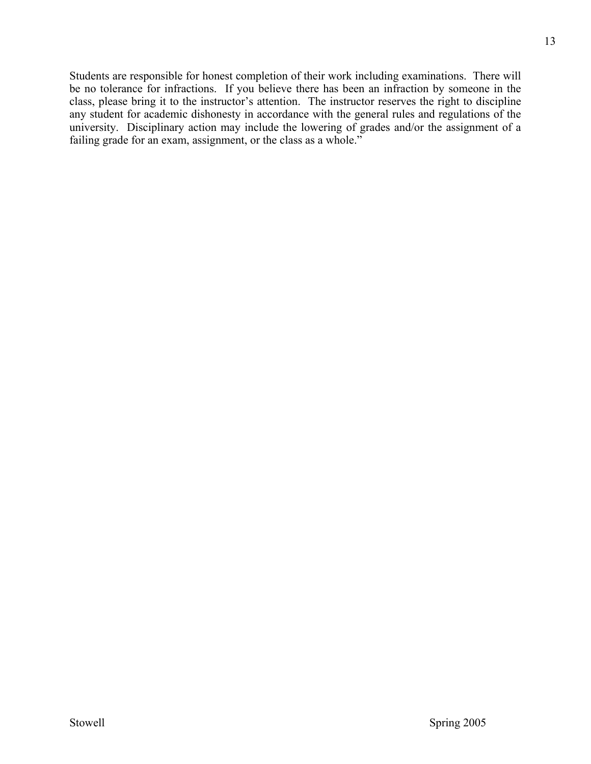Students are responsible for honest completion of their work including examinations. There will be no tolerance for infractions. If you believe there has been an infraction by someone in the class, please bring it to the instructor's attention. The instructor reserves the right to discipline any student for academic dishonesty in accordance with the general rules and regulations of the university. Disciplinary action may include the lowering of grades and/or the assignment of a failing grade for an exam, assignment, or the class as a whole."